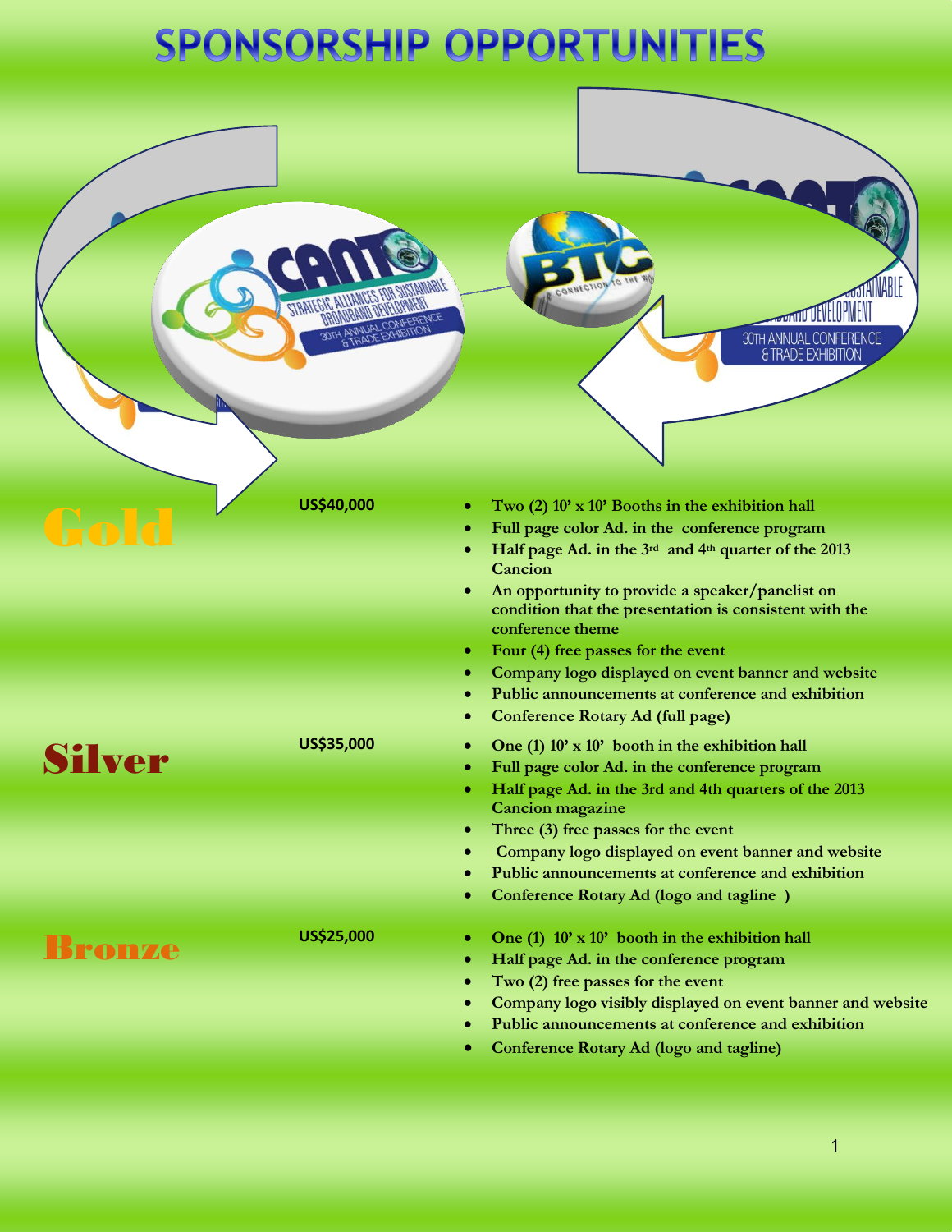# SPONSORSHIP OPPORTUNITIES

## Gold

**US$40,000**

- Two (2) 10' x 10' Booths in the exhibition hall
- Full page color Ad. in the conference program
- Half page Ad. in the 3rd and 4th quarter of the 2013 Cancion
- An opportunity to provide a speaker/panelist on condition that the presentation is consistent with the conference theme
- Four (4) free passes for the event
- Company logo displayed on event banner and website
- Public announcements at conference and exhibition
- Conference Rotary Ad (full page)

## Silver

**US$35,000**

- One (1) 10' x 10' booth in the exhibition hall
- Full page color Ad. in the conference program
- Half page Ad. in the 3rd and 4th quarters of the 2013 Cancion magazine
- Three (3) free passes for the event
- Company logo displayed on event banner and website
- Public announcements at conference and exhibition
- Conference Rotary Ad (logo and tagline )

## Bronze

**US$25,000**

- One (1) 10' x 10' booth in the exhibition hall
- Half page Ad. in the conference program
- Two (2) free passes for the event
- Company logo visibly displayed on event banner and website
- Public announcements at conference and exhibition
- Conference Rotary Ad (logo and tagline)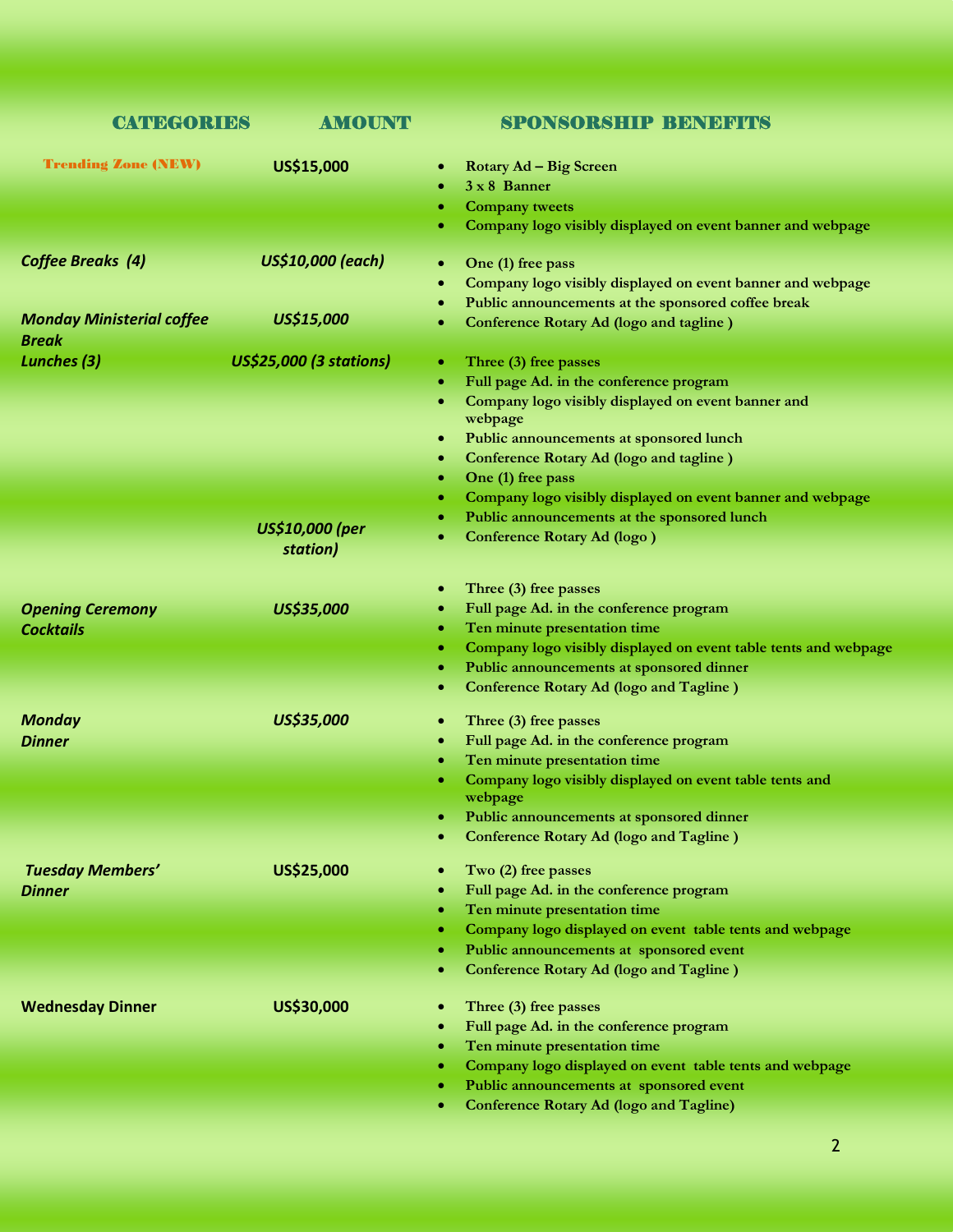| CATEGORIES | AMOUNT | SPONSORSHIP BENEFITS |
|---|---|---|
| Trending Zone (NEW) | **US$15,000** | • Rotary Ad – Big Screen<br>• 3 x 8 Banner<br>• Company tweets<br>• Company logo visibly displayed on event banner and webpage |
| ***Coffee Breaks (4)*** | ***US$10,000 (each)*** | • One (1) free pass<br>• Company logo visibly displayed on event banner and webpage<br>• Public announcements at the sponsored coffee break |
| ***Monday Ministerial coffee Break*** | ***US$15,000*** | • Conference Rotary Ad (logo and tagline ) |
| ***Lunches (3)*** | ***US$25,000 (3 stations)*** | • Three (3) free passes<br>• Full page Ad. in the conference program<br>• Company logo visibly displayed on event banner and webpage<br>• Public announcements at sponsored lunch<br>• Conference Rotary Ad (logo and tagline ) |
| | ***US$10,000 (per station)*** | • One (1) free pass<br>• Company logo visibly displayed on event banner and webpage<br>• Public announcements at the sponsored lunch<br>• Conference Rotary Ad (logo ) |
| ***Opening Ceremony Cocktails*** | ***US$35,000*** | • Three (3) free passes<br>• Full page Ad. in the conference program<br>• Ten minute presentation time<br>• Company logo visibly displayed on event table tents and webpage<br>• Public announcements at sponsored dinner<br>• Conference Rotary Ad (logo and Tagline ) |
| ***Monday Dinner*** | ***US$35,000*** | • Three (3) free passes<br>• Full page Ad. in the conference program<br>• Ten minute presentation time<br>• Company logo visibly displayed on event table tents and webpage<br>• Public announcements at sponsored dinner<br>• Conference Rotary Ad (logo and Tagline ) |
| ***Tuesday Members' Dinner*** | **US$25,000** | • Two (2) free passes<br>• Full page Ad. in the conference program<br>• Ten minute presentation time<br>• Company logo displayed on event table tents and webpage<br>• Public announcements at sponsored event<br>• Conference Rotary Ad (logo and Tagline ) |
| **Wednesday Dinner** | **US$30,000** | • Three (3) free passes<br>• Full page Ad. in the conference program<br>• Ten minute presentation time<br>• Company logo displayed on event table tents and webpage<br>• Public announcements at sponsored event<br>• Conference Rotary Ad (logo and Tagline) |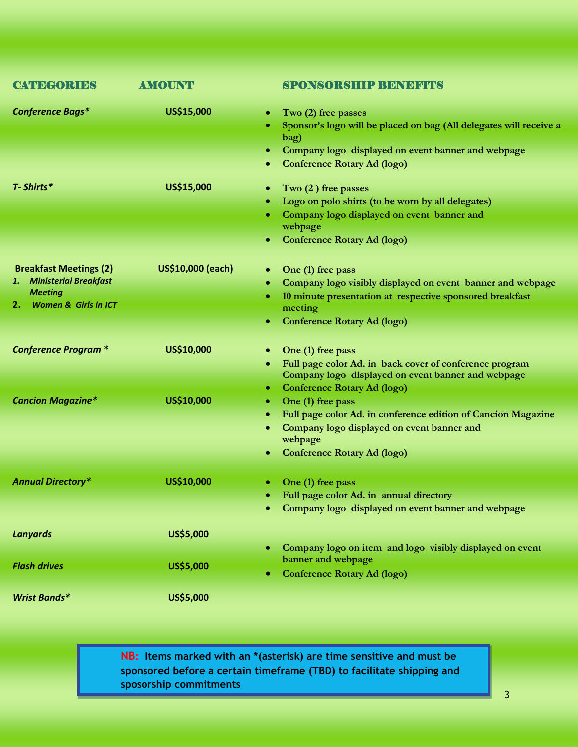| CATEGORIES | AMOUNT | SPONSORSHIP BENEFITS |
|---|---|---|
| *Conference Bags** | US$15,000 | • Two (2) free passes<br>• Sponsor's logo will be placed on bag (All delegates will receive a bag)<br>• Company logo displayed on event banner and webpage<br>• Conference Rotary Ad (logo) |
| *T- Shirts** | US$15,000 | • Two (2 ) free passes<br>• Logo on polo shirts (to be worn by all delegates)<br>• Company logo displayed on event banner and webpage<br>• Conference Rotary Ad (logo) |
| Breakfast Meetings (2)<br>1. *Ministerial Breakfast Meeting*<br>2. *Women & Girls in ICT* | US$10,000 (each) | • One (1) free pass<br>• Company logo visibly displayed on event banner and webpage<br>• 10 minute presentation at respective sponsored breakfast meeting<br>• Conference Rotary Ad (logo) |
| *Conference Program ** | US$10,000 | • One (1) free pass<br>• Full page color Ad. in back cover of conference program Company logo displayed on event banner and webpage<br>• Conference Rotary Ad (logo) |
| *Cancion Magazine** | US$10,000 | • One (1) free pass<br>• Full page color Ad. in conference edition of Cancion Magazine<br>• Company logo displayed on event banner and webpage<br>• Conference Rotary Ad (logo) |
| *Annual Directory** | US$10,000 | • One (1) free pass<br>• Full page color Ad. in annual directory<br>• Company logo displayed on event banner and webpage |
| *Lanyards* | US$5,000 | • Company logo on item and logo visibly displayed on event banner and webpage<br>• Conference Rotary Ad (logo) |
| *Flash drives* | US$5,000 | |
| *Wrist Bands** | US$5,000 | |

**NB: Items marked with an *(asterisk) are time sensitive and must be sponsored before a certain timeframe (TBD) to facilitate shipping and sposorship commitments**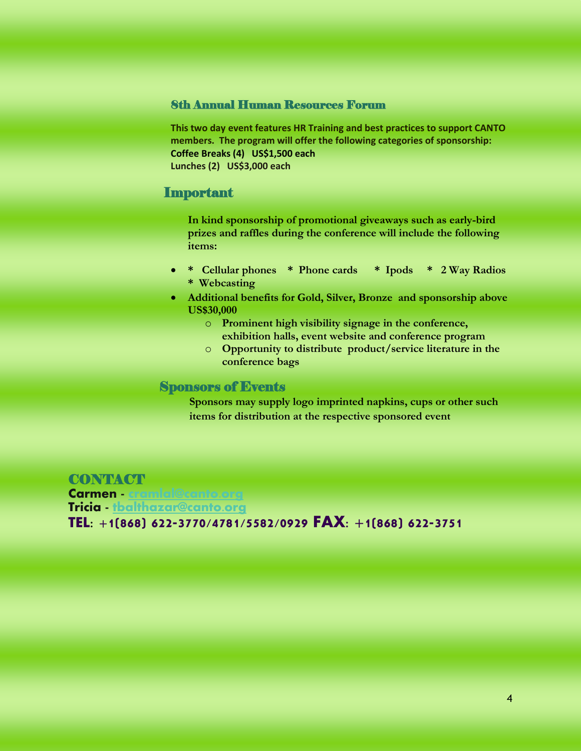### 8th Annual Human Resources Forum

**This two day event features HR Training and best practices to support CANTO members. The program will offer the following categories of sponsorship:**
**Coffee Breaks (4) US$1,500 each**
**Lunches (2) US$3,000 each**

## Important

**In kind sponsorship of promotional giveaways such as early-bird prizes and raffles during the conference will include the following items:**

- **\* Cellular phones \* Phone cards \* Ipods \* 2 Way Radios \* Webcasting**
- **Additional benefits for Gold, Silver, Bronze and sponsorship above US$30,000**
  - **Prominent high visibility signage in the conference, exhibition halls, event website and conference program**
  - **Opportunity to distribute product/service literature in the conference bags**

## Sponsors of Events

**Sponsors may supply logo imprinted napkins, cups or other such items for distribution at the respective sponsored event**

## CONTACT

**Carmen** - cramlal@canto.org
**Tricia** - tbalthazar@canto.org
**TEL: +1(868) 622-3770/4781/5582/0929 FAX: +1(868) 622-3751**